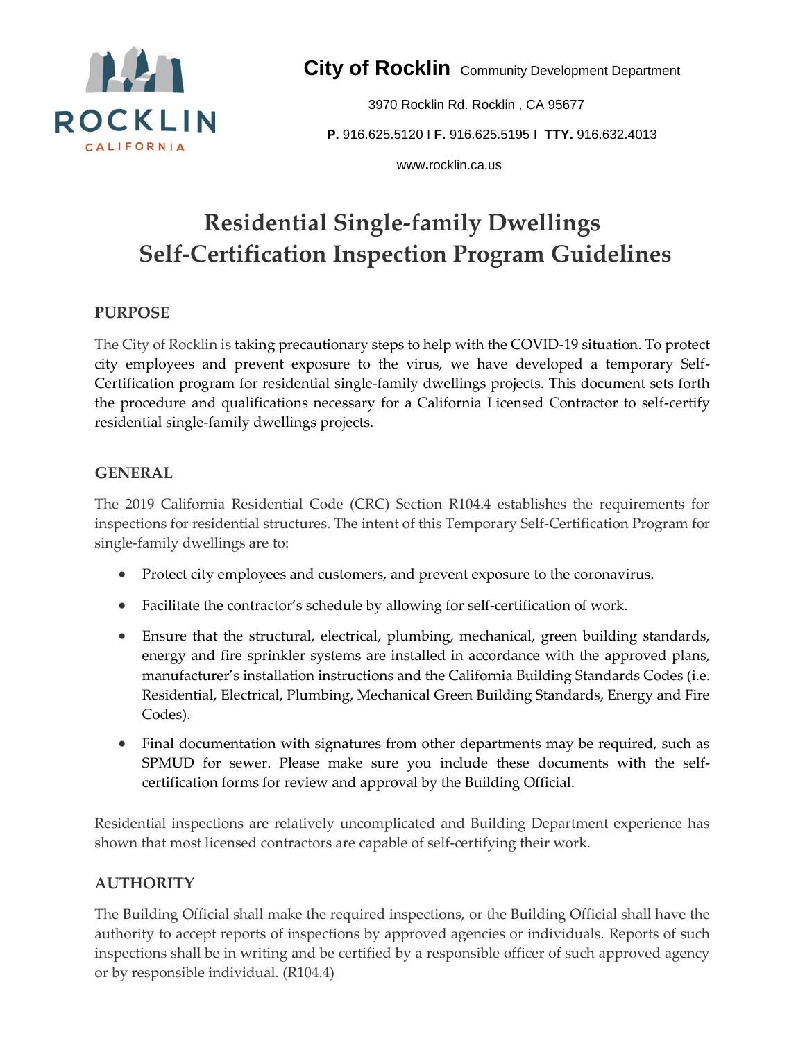ROCKLIN
CALIFORNIA

**City of Rocklin** Community Development Department

3970 Rocklin Rd. Rocklin , CA 95677

**P.** 916.625.5120 I **F.** 916.625.5195 I **TTY.** 916.632.4013

www.rocklin.ca.us

# Residential Single-family Dwellings
# Self-Certification Inspection Program Guidelines

## PURPOSE

The City of Rocklin is taking precautionary steps to help with the COVID-19 situation. To protect city employees and prevent exposure to the virus, we have developed a temporary Self-Certification program for residential single-family dwellings projects. This document sets forth the procedure and qualifications necessary for a California Licensed Contractor to self-certify residential single-family dwellings projects.

## GENERAL

The 2019 California Residential Code (CRC) Section R104.4 establishes the requirements for inspections for residential structures. The intent of this Temporary Self-Certification Program for single-family dwellings are to:

- Protect city employees and customers, and prevent exposure to the coronavirus.
- Facilitate the contractor's schedule by allowing for self-certification of work.
- Ensure that the structural, electrical, plumbing, mechanical, green building standards, energy and fire sprinkler systems are installed in accordance with the approved plans, manufacturer's installation instructions and the California Building Standards Codes (i.e. Residential, Electrical, Plumbing, Mechanical Green Building Standards, Energy and Fire Codes).
- Final documentation with signatures from other departments may be required, such as SPMUD for sewer. Please make sure you include these documents with the self-certification forms for review and approval by the Building Official.

Residential inspections are relatively uncomplicated and Building Department experience has shown that most licensed contractors are capable of self-certifying their work.

## AUTHORITY

The Building Official shall make the required inspections, or the Building Official shall have the authority to accept reports of inspections by approved agencies or individuals. Reports of such inspections shall be in writing and be certified by a responsible officer of such approved agency or by responsible individual. (R104.4)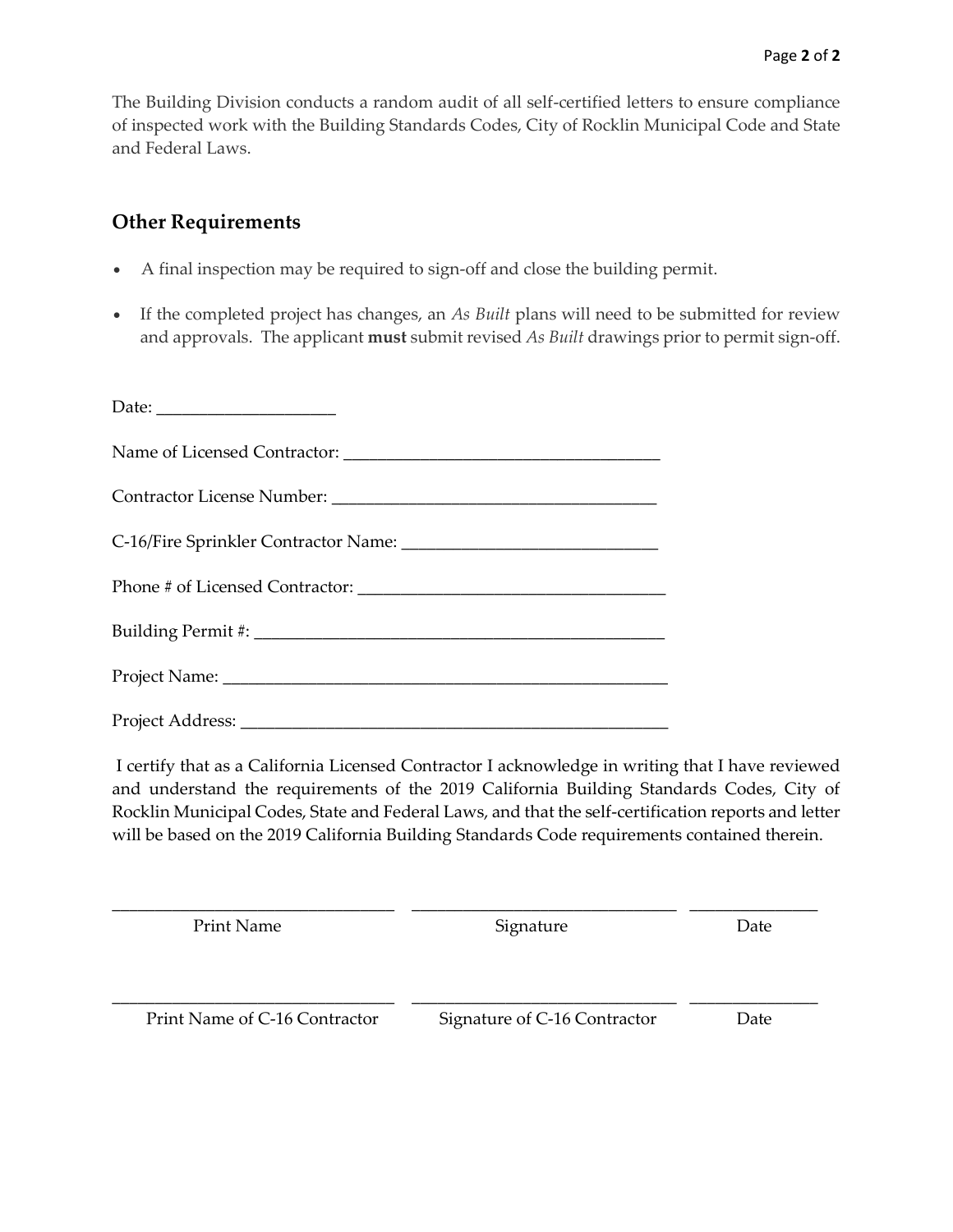The Building Division conducts a random audit of all self-certified letters to ensure compliance of inspected work with the Building Standards Codes, City of Rocklin Municipal Code and State and Federal Laws.

## Other Requirements

- A final inspection may be required to sign-off and close the building permit.
- If the completed project has changes, an *As Built* plans will need to be submitted for review and approvals. The applicant **must** submit revised *As Built* drawings prior to permit sign-off.

Date: ____________________

Name of Licensed Contractor: ____________________________________

Contractor License Number: ____________________________________

C-16/Fire Sprinkler Contractor Name: ____________________________

Phone # of Licensed Contractor: __________________________________

Building Permit #: _______________________________________________

Project Name: ___________________________________________________

Project Address: _________________________________________________

I certify that as a California Licensed Contractor I acknowledge in writing that I have reviewed and understand the requirements of the 2019 California Building Standards Codes, City of Rocklin Municipal Codes, State and Federal Laws, and that the self-certification reports and letter will be based on the 2019 California Building Standards Code requirements contained therein.

________________________________ ______________________________ ______________

Print Name Signature Date

________________________________ ______________________________ ______________

Print Name of C-16 Contractor Signature of C-16 Contractor Date